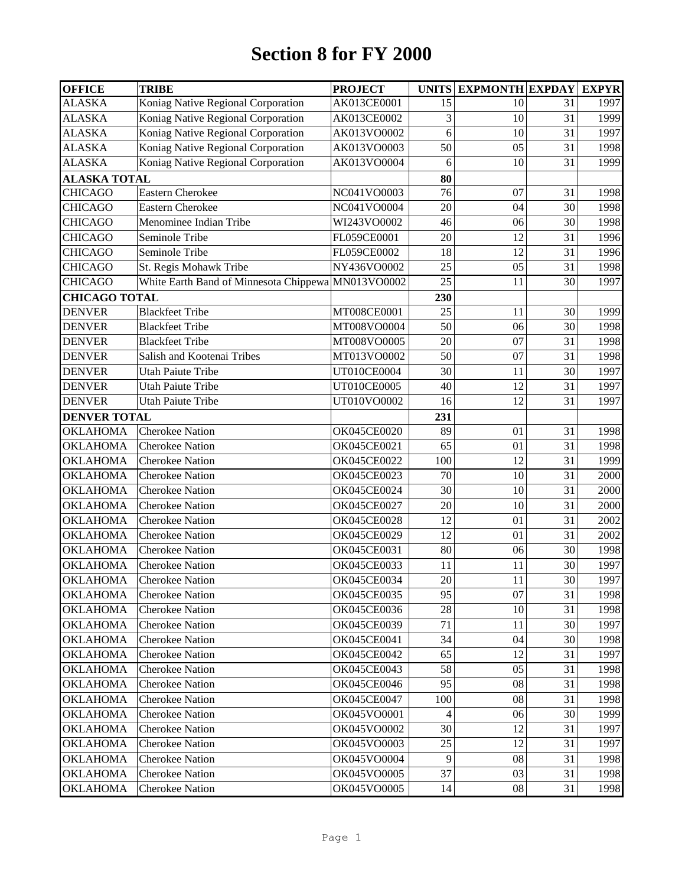# Section 8 for FY 2000

| OFFICE | TRIBE | PROJECT | UNITS | EXPMONTH | EXPDAY | EXPYR |
|---|---|---|---|---|---|---|
| ALASKA | Koniag Native Regional Corporation | AK013CE0001 | 15 | 10 | 31 | 1997 |
| ALASKA | Koniag Native Regional Corporation | AK013CE0002 | 3 | 10 | 31 | 1999 |
| ALASKA | Koniag Native Regional Corporation | AK013VO0002 | 6 | 10 | 31 | 1997 |
| ALASKA | Koniag Native Regional Corporation | AK013VO0003 | 50 | 05 | 31 | 1998 |
| ALASKA | Koniag Native Regional Corporation | AK013VO0004 | 6 | 10 | 31 | 1999 |
| **ALASKA TOTAL** | | | **80** | | | |
| CHICAGO | Eastern Cherokee | NC041VO0003 | 76 | 07 | 31 | 1998 |
| CHICAGO | Eastern Cherokee | NC041VO0004 | 20 | 04 | 30 | 1998 |
| CHICAGO | Menominee Indian Tribe | WI243VO0002 | 46 | 06 | 30 | 1998 |
| CHICAGO | Seminole Tribe | FL059CE0001 | 20 | 12 | 31 | 1996 |
| CHICAGO | Seminole Tribe | FL059CE0002 | 18 | 12 | 31 | 1996 |
| CHICAGO | St. Regis Mohawk Tribe | NY436VO0002 | 25 | 05 | 31 | 1998 |
| CHICAGO | White Earth Band of Minnesota Chippewa | MN013VO0002 | 25 | 11 | 30 | 1997 |
| **CHICAGO TOTAL** | | | **230** | | | |
| DENVER | Blackfeet Tribe | MT008CE0001 | 25 | 11 | 30 | 1999 |
| DENVER | Blackfeet Tribe | MT008VO0004 | 50 | 06 | 30 | 1998 |
| DENVER | Blackfeet Tribe | MT008VO0005 | 20 | 07 | 31 | 1998 |
| DENVER | Salish and Kootenai Tribes | MT013VO0002 | 50 | 07 | 31 | 1998 |
| DENVER | Utah Paiute Tribe | UT010CE0004 | 30 | 11 | 30 | 1997 |
| DENVER | Utah Paiute Tribe | UT010CE0005 | 40 | 12 | 31 | 1997 |
| DENVER | Utah Paiute Tribe | UT010VO0002 | 16 | 12 | 31 | 1997 |
| **DENVER TOTAL** | | | **231** | | | |
| OKLAHOMA | Cherokee Nation | OK045CE0020 | 89 | 01 | 31 | 1998 |
| OKLAHOMA | Cherokee Nation | OK045CE0021 | 65 | 01 | 31 | 1998 |
| OKLAHOMA | Cherokee Nation | OK045CE0022 | 100 | 12 | 31 | 1999 |
| OKLAHOMA | Cherokee Nation | OK045CE0023 | 70 | 10 | 31 | 2000 |
| OKLAHOMA | Cherokee Nation | OK045CE0024 | 30 | 10 | 31 | 2000 |
| OKLAHOMA | Cherokee Nation | OK045CE0027 | 20 | 10 | 31 | 2000 |
| OKLAHOMA | Cherokee Nation | OK045CE0028 | 12 | 01 | 31 | 2002 |
| OKLAHOMA | Cherokee Nation | OK045CE0029 | 12 | 01 | 31 | 2002 |
| OKLAHOMA | Cherokee Nation | OK045CE0031 | 80 | 06 | 30 | 1998 |
| OKLAHOMA | Cherokee Nation | OK045CE0033 | 11 | 11 | 30 | 1997 |
| OKLAHOMA | Cherokee Nation | OK045CE0034 | 20 | 11 | 30 | 1997 |
| OKLAHOMA | Cherokee Nation | OK045CE0035 | 95 | 07 | 31 | 1998 |
| OKLAHOMA | Cherokee Nation | OK045CE0036 | 28 | 10 | 31 | 1998 |
| OKLAHOMA | Cherokee Nation | OK045CE0039 | 71 | 11 | 30 | 1997 |
| OKLAHOMA | Cherokee Nation | OK045CE0041 | 34 | 04 | 30 | 1998 |
| OKLAHOMA | Cherokee Nation | OK045CE0042 | 65 | 12 | 31 | 1997 |
| OKLAHOMA | Cherokee Nation | OK045CE0043 | 58 | 05 | 31 | 1998 |
| OKLAHOMA | Cherokee Nation | OK045CE0046 | 95 | 08 | 31 | 1998 |
| OKLAHOMA | Cherokee Nation | OK045CE0047 | 100 | 08 | 31 | 1998 |
| OKLAHOMA | Cherokee Nation | OK045VO0001 | 4 | 06 | 30 | 1999 |
| OKLAHOMA | Cherokee Nation | OK045VO0002 | 30 | 12 | 31 | 1997 |
| OKLAHOMA | Cherokee Nation | OK045VO0003 | 25 | 12 | 31 | 1997 |
| OKLAHOMA | Cherokee Nation | OK045VO0004 | 9 | 08 | 31 | 1998 |
| OKLAHOMA | Cherokee Nation | OK045VO0005 | 37 | 03 | 31 | 1998 |
| OKLAHOMA | Cherokee Nation | OK045VO0005 | 14 | 08 | 31 | 1998 |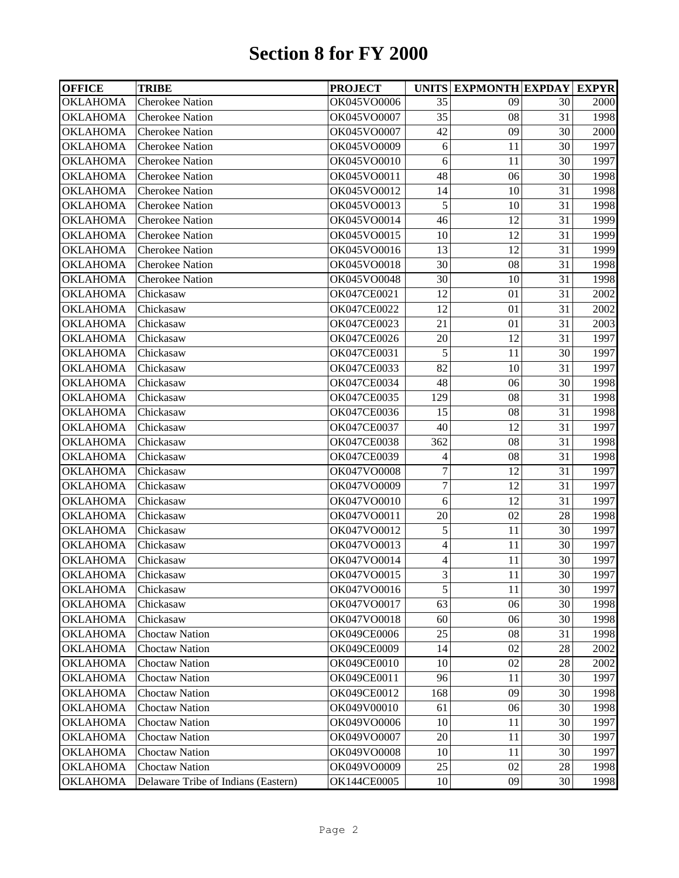# Section 8 for FY 2000

| OFFICE | TRIBE | PROJECT | UNITS | EXPMONTH | EXPDAY | EXPYR |
|---|---|---|---|---|---|---|
| OKLAHOMA | Cherokee Nation | OK045VO0006 | 35 | 09 | 30 | 2000 |
| OKLAHOMA | Cherokee Nation | OK045VO0007 | 35 | 08 | 31 | 1998 |
| OKLAHOMA | Cherokee Nation | OK045VO0007 | 42 | 09 | 30 | 2000 |
| OKLAHOMA | Cherokee Nation | OK045VO0009 | 6 | 11 | 30 | 1997 |
| OKLAHOMA | Cherokee Nation | OK045VO0010 | 6 | 11 | 30 | 1997 |
| OKLAHOMA | Cherokee Nation | OK045VO0011 | 48 | 06 | 30 | 1998 |
| OKLAHOMA | Cherokee Nation | OK045VO0012 | 14 | 10 | 31 | 1998 |
| OKLAHOMA | Cherokee Nation | OK045VO0013 | 5 | 10 | 31 | 1998 |
| OKLAHOMA | Cherokee Nation | OK045VO0014 | 46 | 12 | 31 | 1999 |
| OKLAHOMA | Cherokee Nation | OK045VO0015 | 10 | 12 | 31 | 1999 |
| OKLAHOMA | Cherokee Nation | OK045VO0016 | 13 | 12 | 31 | 1999 |
| OKLAHOMA | Cherokee Nation | OK045VO0018 | 30 | 08 | 31 | 1998 |
| OKLAHOMA | Cherokee Nation | OK045VO0048 | 30 | 10 | 31 | 1998 |
| OKLAHOMA | Chickasaw | OK047CE0021 | 12 | 01 | 31 | 2002 |
| OKLAHOMA | Chickasaw | OK047CE0022 | 12 | 01 | 31 | 2002 |
| OKLAHOMA | Chickasaw | OK047CE0023 | 21 | 01 | 31 | 2003 |
| OKLAHOMA | Chickasaw | OK047CE0026 | 20 | 12 | 31 | 1997 |
| OKLAHOMA | Chickasaw | OK047CE0031 | 5 | 11 | 30 | 1997 |
| OKLAHOMA | Chickasaw | OK047CE0033 | 82 | 10 | 31 | 1997 |
| OKLAHOMA | Chickasaw | OK047CE0034 | 48 | 06 | 30 | 1998 |
| OKLAHOMA | Chickasaw | OK047CE0035 | 129 | 08 | 31 | 1998 |
| OKLAHOMA | Chickasaw | OK047CE0036 | 15 | 08 | 31 | 1998 |
| OKLAHOMA | Chickasaw | OK047CE0037 | 40 | 12 | 31 | 1997 |
| OKLAHOMA | Chickasaw | OK047CE0038 | 362 | 08 | 31 | 1998 |
| OKLAHOMA | Chickasaw | OK047CE0039 | 4 | 08 | 31 | 1998 |
| OKLAHOMA | Chickasaw | OK047VO0008 | 7 | 12 | 31 | 1997 |
| OKLAHOMA | Chickasaw | OK047VO0009 | 7 | 12 | 31 | 1997 |
| OKLAHOMA | Chickasaw | OK047VO0010 | 6 | 12 | 31 | 1997 |
| OKLAHOMA | Chickasaw | OK047VO0011 | 20 | 02 | 28 | 1998 |
| OKLAHOMA | Chickasaw | OK047VO0012 | 5 | 11 | 30 | 1997 |
| OKLAHOMA | Chickasaw | OK047VO0013 | 4 | 11 | 30 | 1997 |
| OKLAHOMA | Chickasaw | OK047VO0014 | 4 | 11 | 30 | 1997 |
| OKLAHOMA | Chickasaw | OK047VO0015 | 3 | 11 | 30 | 1997 |
| OKLAHOMA | Chickasaw | OK047VO0016 | 5 | 11 | 30 | 1997 |
| OKLAHOMA | Chickasaw | OK047VO0017 | 63 | 06 | 30 | 1998 |
| OKLAHOMA | Chickasaw | OK047VO0018 | 60 | 06 | 30 | 1998 |
| OKLAHOMA | Choctaw Nation | OK049CE0006 | 25 | 08 | 31 | 1998 |
| OKLAHOMA | Choctaw Nation | OK049CE0009 | 14 | 02 | 28 | 2002 |
| OKLAHOMA | Choctaw Nation | OK049CE0010 | 10 | 02 | 28 | 2002 |
| OKLAHOMA | Choctaw Nation | OK049CE0011 | 96 | 11 | 30 | 1997 |
| OKLAHOMA | Choctaw Nation | OK049CE0012 | 168 | 09 | 30 | 1998 |
| OKLAHOMA | Choctaw Nation | OK049V00010 | 61 | 06 | 30 | 1998 |
| OKLAHOMA | Choctaw Nation | OK049VO0006 | 10 | 11 | 30 | 1997 |
| OKLAHOMA | Choctaw Nation | OK049VO0007 | 20 | 11 | 30 | 1997 |
| OKLAHOMA | Choctaw Nation | OK049VO0008 | 10 | 11 | 30 | 1997 |
| OKLAHOMA | Choctaw Nation | OK049VO0009 | 25 | 02 | 28 | 1998 |
| OKLAHOMA | Delaware Tribe of Indians (Eastern) | OK144CE0005 | 10 | 09 | 30 | 1998 |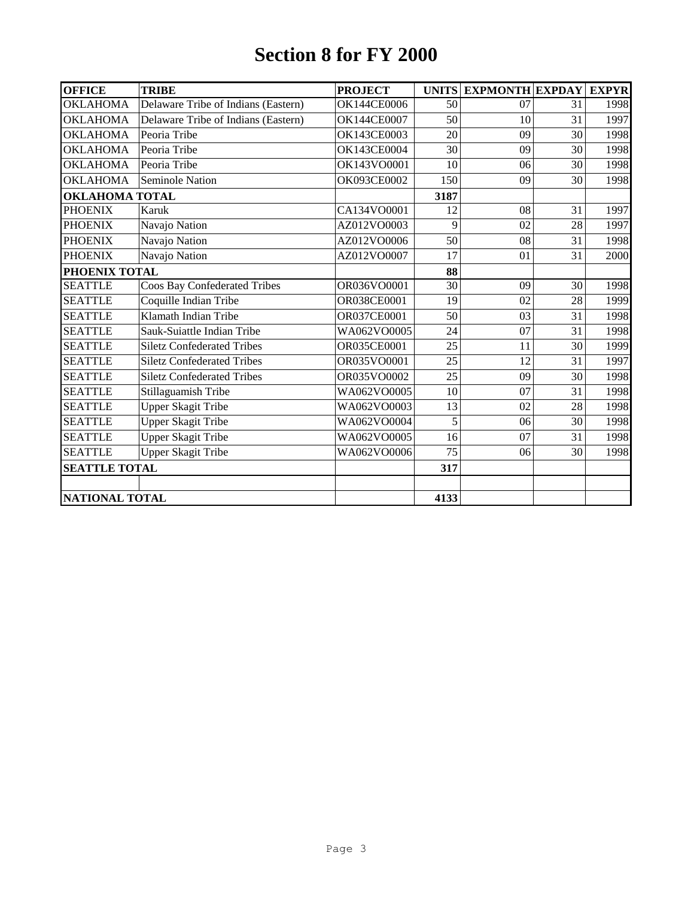# Section 8 for FY 2000

| OFFICE | TRIBE | PROJECT | UNITS | EXPMONTH | EXPDAY | EXPYR |
|---|---|---|---|---|---|---|
| OKLAHOMA | Delaware Tribe of Indians (Eastern) | OK144CE0006 | 50 | 07 | 31 | 1998 |
| OKLAHOMA | Delaware Tribe of Indians (Eastern) | OK144CE0007 | 50 | 10 | 31 | 1997 |
| OKLAHOMA | Peoria Tribe | OK143CE0003 | 20 | 09 | 30 | 1998 |
| OKLAHOMA | Peoria Tribe | OK143CE0004 | 30 | 09 | 30 | 1998 |
| OKLAHOMA | Peoria Tribe | OK143VO0001 | 10 | 06 | 30 | 1998 |
| OKLAHOMA | Seminole Nation | OK093CE0002 | 150 | 09 | 30 | 1998 |
| **OKLAHOMA TOTAL** | | | **3187** | | | |
| PHOENIX | Karuk | CA134VO0001 | 12 | 08 | 31 | 1997 |
| PHOENIX | Navajo Nation | AZ012VO0003 | 9 | 02 | 28 | 1997 |
| PHOENIX | Navajo Nation | AZ012VO0006 | 50 | 08 | 31 | 1998 |
| PHOENIX | Navajo Nation | AZ012VO0007 | 17 | 01 | 31 | 2000 |
| **PHOENIX TOTAL** | | | **88** | | | |
| SEATTLE | Coos Bay Confederated Tribes | OR036VO0001 | 30 | 09 | 30 | 1998 |
| SEATTLE | Coquille Indian Tribe | OR038CE0001 | 19 | 02 | 28 | 1999 |
| SEATTLE | Klamath Indian Tribe | OR037CE0001 | 50 | 03 | 31 | 1998 |
| SEATTLE | Sauk-Suiattle Indian Tribe | WA062VO0005 | 24 | 07 | 31 | 1998 |
| SEATTLE | Siletz Confederated Tribes | OR035CE0001 | 25 | 11 | 30 | 1999 |
| SEATTLE | Siletz Confederated Tribes | OR035VO0001 | 25 | 12 | 31 | 1997 |
| SEATTLE | Siletz Confederated Tribes | OR035VO0002 | 25 | 09 | 30 | 1998 |
| SEATTLE | Stillaguamish Tribe | WA062VO0005 | 10 | 07 | 31 | 1998 |
| SEATTLE | Upper Skagit Tribe | WA062VO0003 | 13 | 02 | 28 | 1998 |
| SEATTLE | Upper Skagit Tribe | WA062VO0004 | 5 | 06 | 30 | 1998 |
| SEATTLE | Upper Skagit Tribe | WA062VO0005 | 16 | 07 | 31 | 1998 |
| SEATTLE | Upper Skagit Tribe | WA062VO0006 | 75 | 06 | 30 | 1998 |
| **SEATTLE TOTAL** | | | **317** | | | |
| | | | | | | |
| **NATIONAL TOTAL** | | | **4133** | | | |